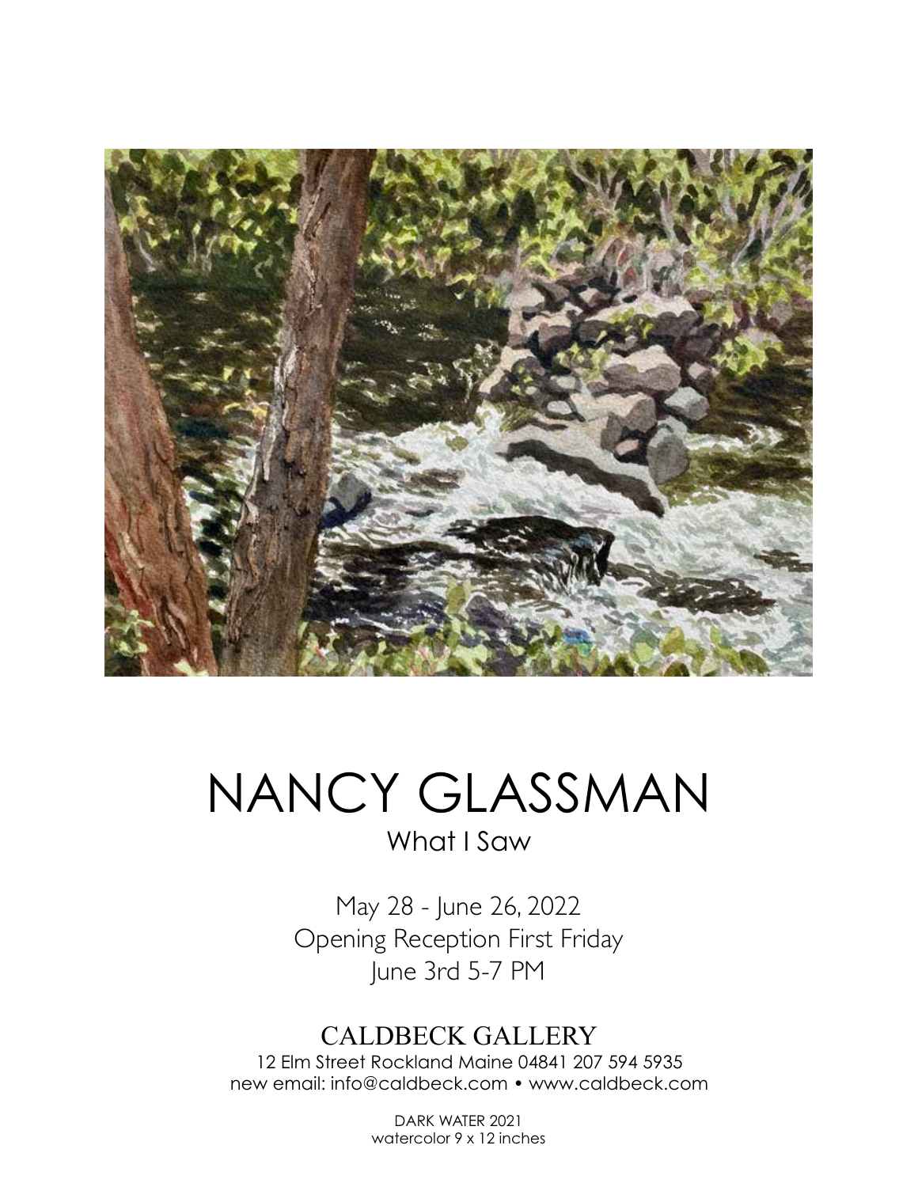# NANCY GLASSMAN

## What I Saw

May 28 - June 26, 2022
Opening Reception First Friday
June 3rd 5-7 PM

CALDBECK GALLERY
12 Elm Street Rockland Maine 04841 207 594 5935
new email: info@caldbeck.com • www.caldbeck.com

DARK WATER 2021
watercolor 9 x 12 inches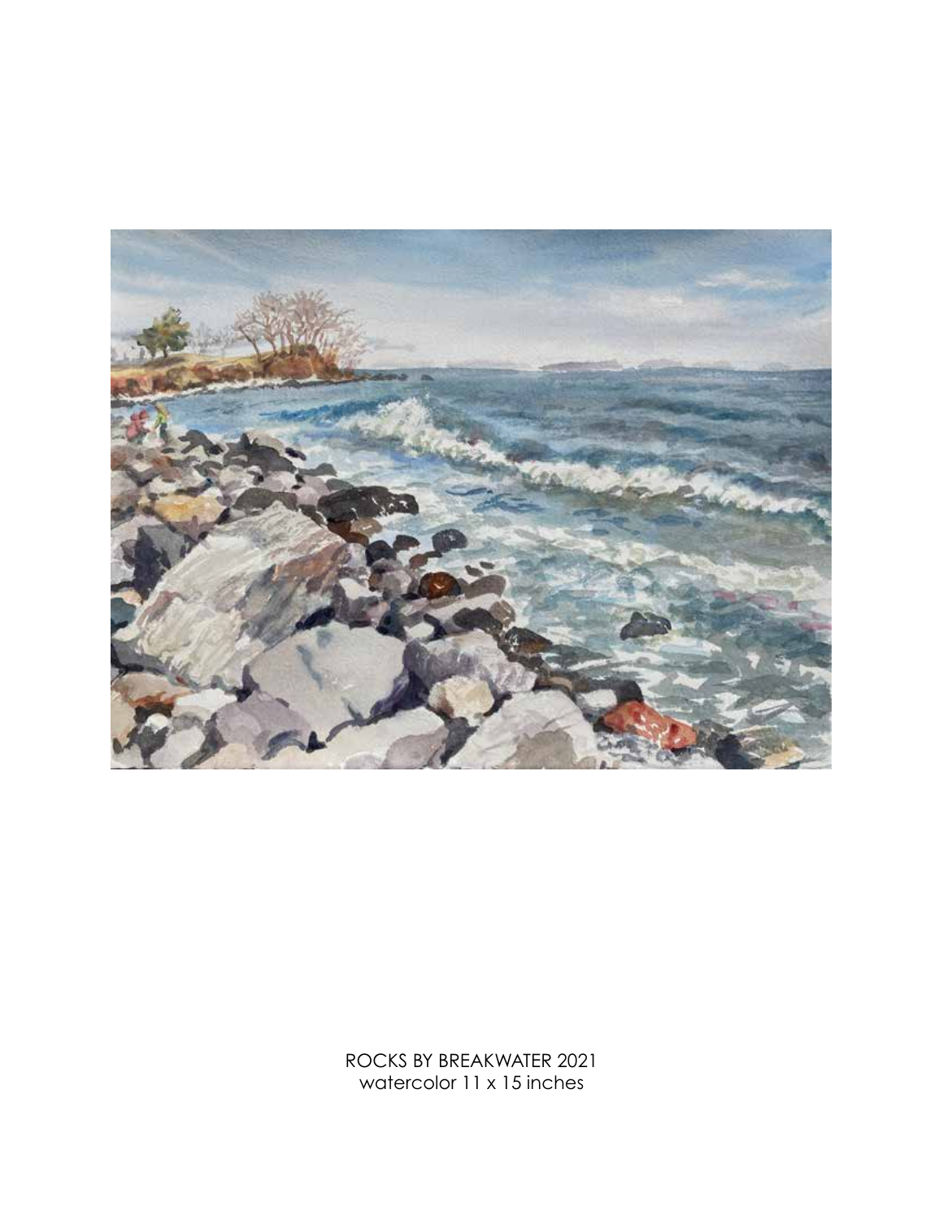ROCKS BY BREAKWATER 2021
watercolor 11 x 15 inches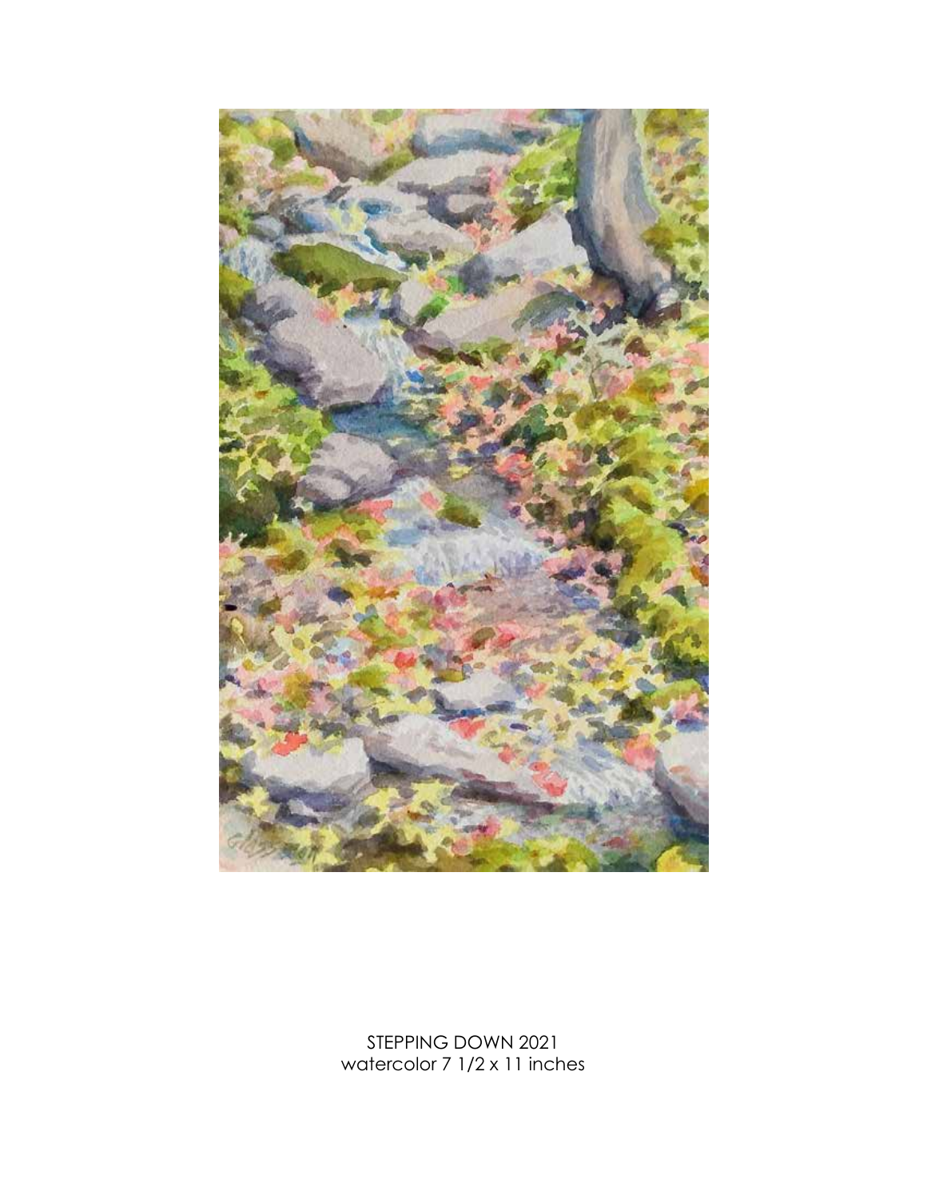STEPPING DOWN 2021
watercolor 7 1/2 x 11 inches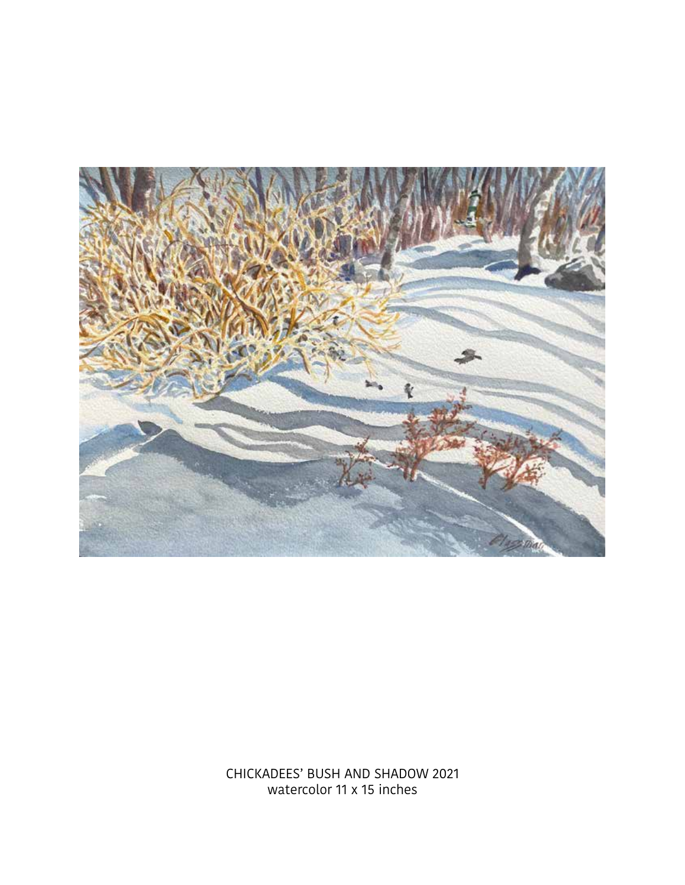CHICKADEES' BUSH AND SHADOW 2021
watercolor 11 x 15 inches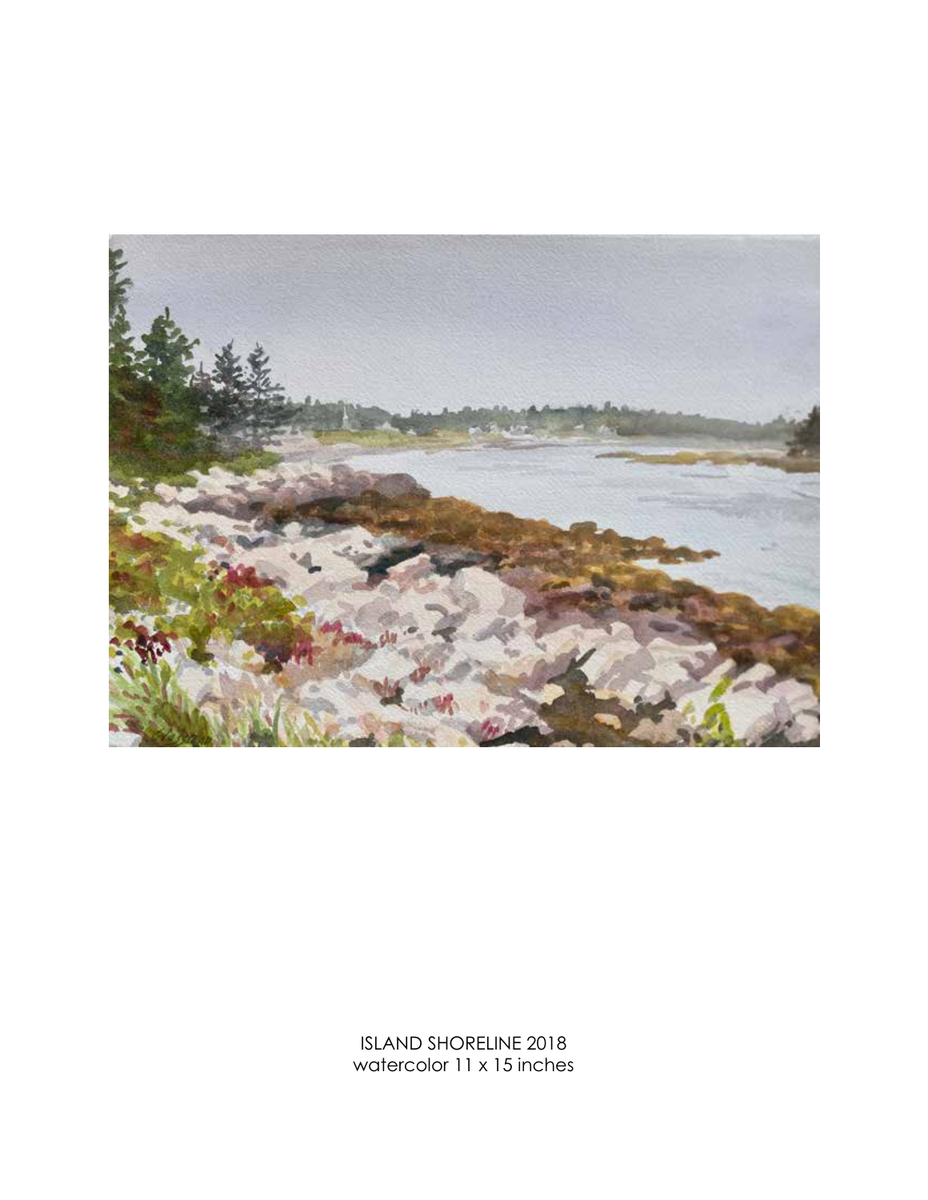ISLAND SHORELINE 2018
watercolor 11 x 15 inches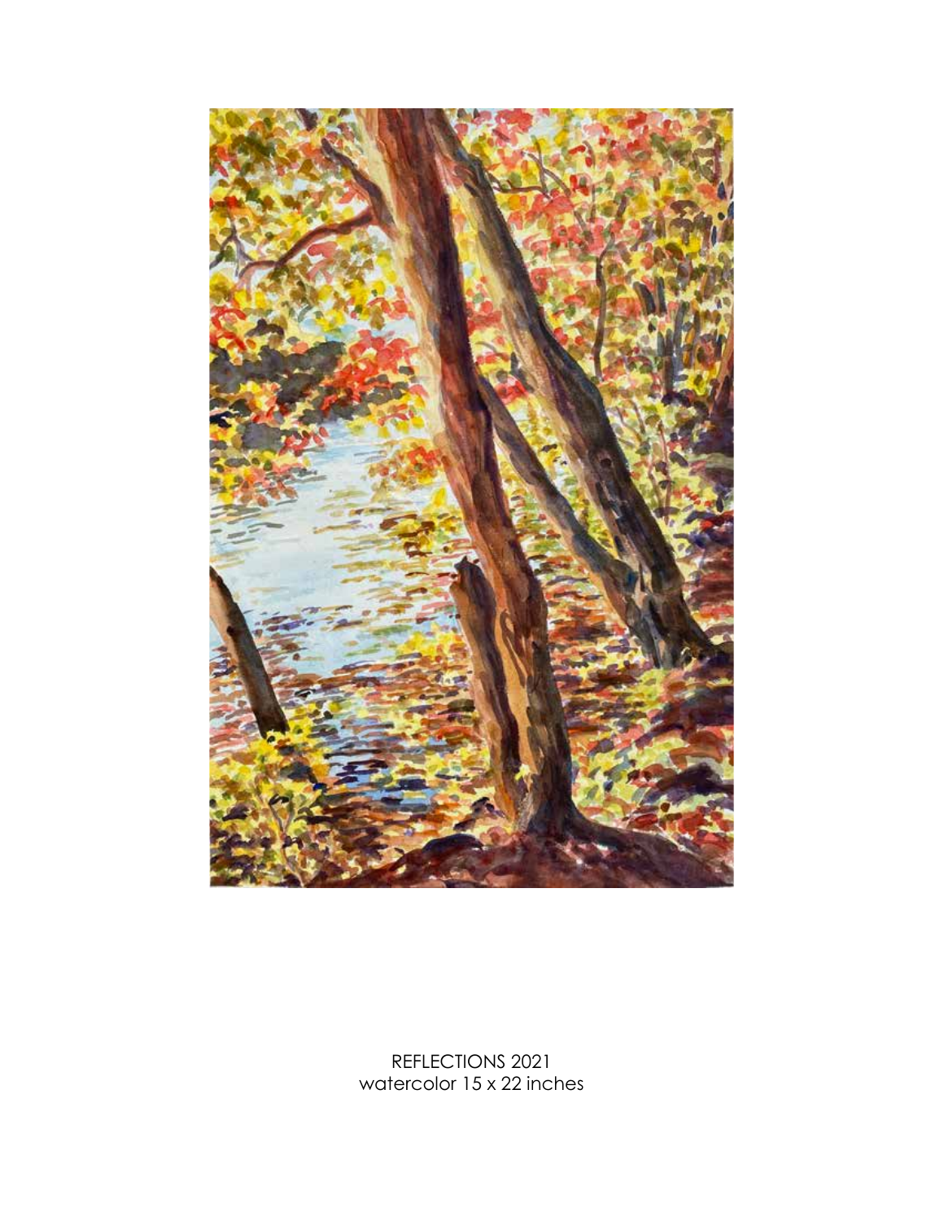REFLECTIONS 2021
watercolor 15 x 22 inches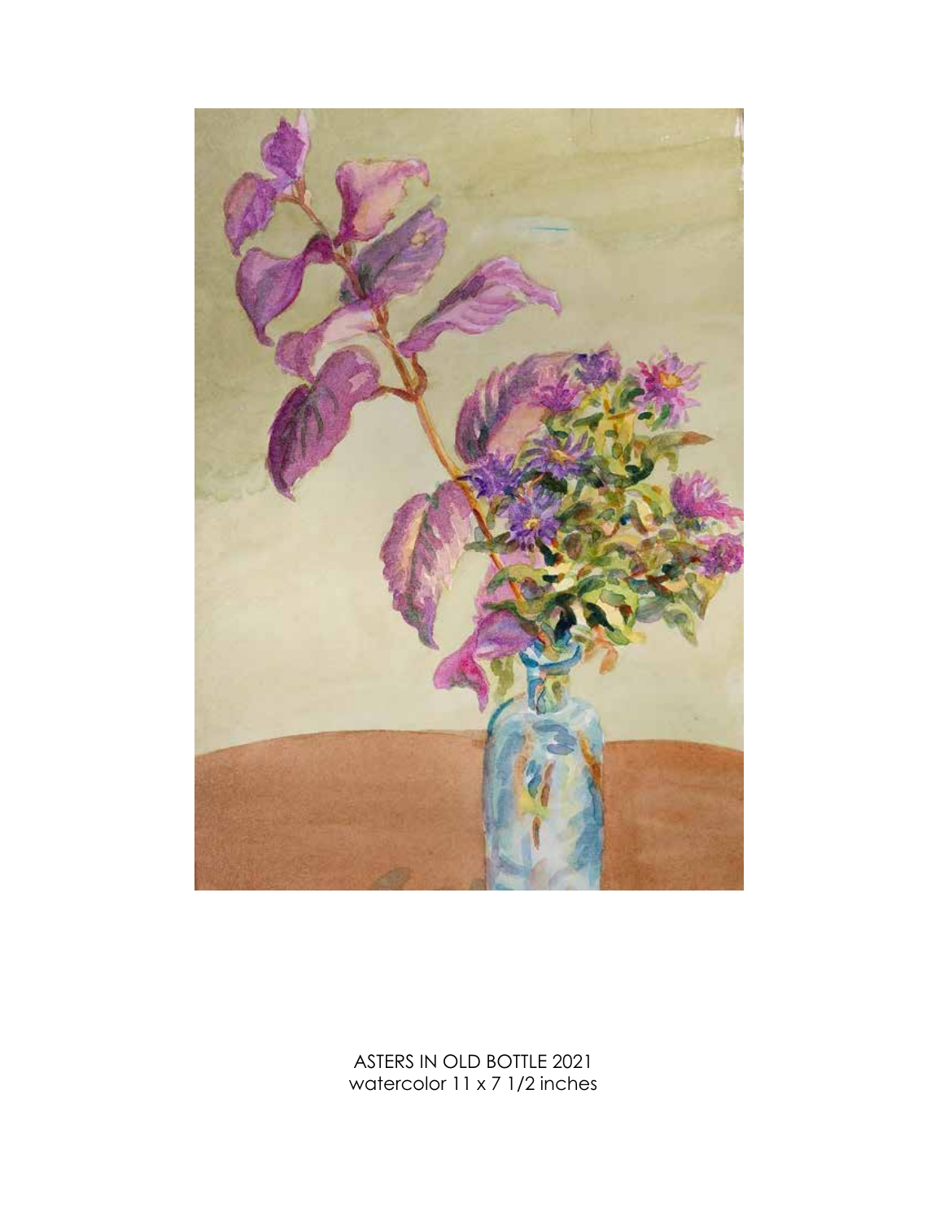ASTERS IN OLD BOTTLE 2021
watercolor 11 x 7 1/2 inches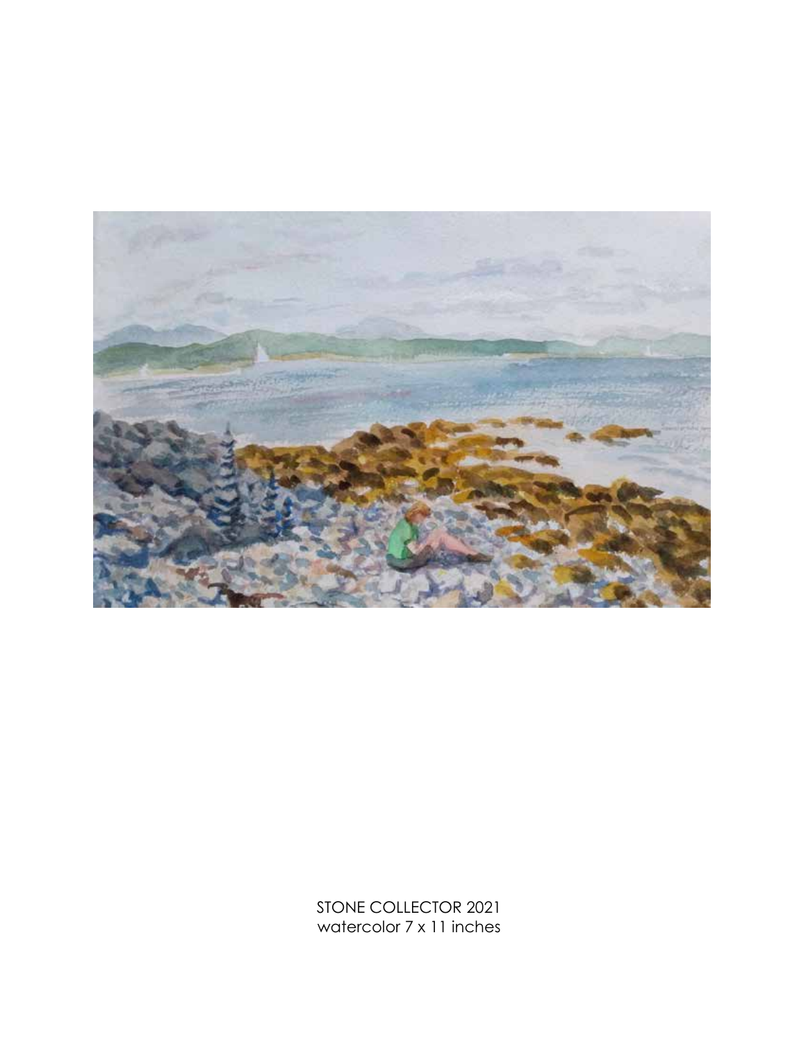STONE COLLECTOR 2021
watercolor 7 x 11 inches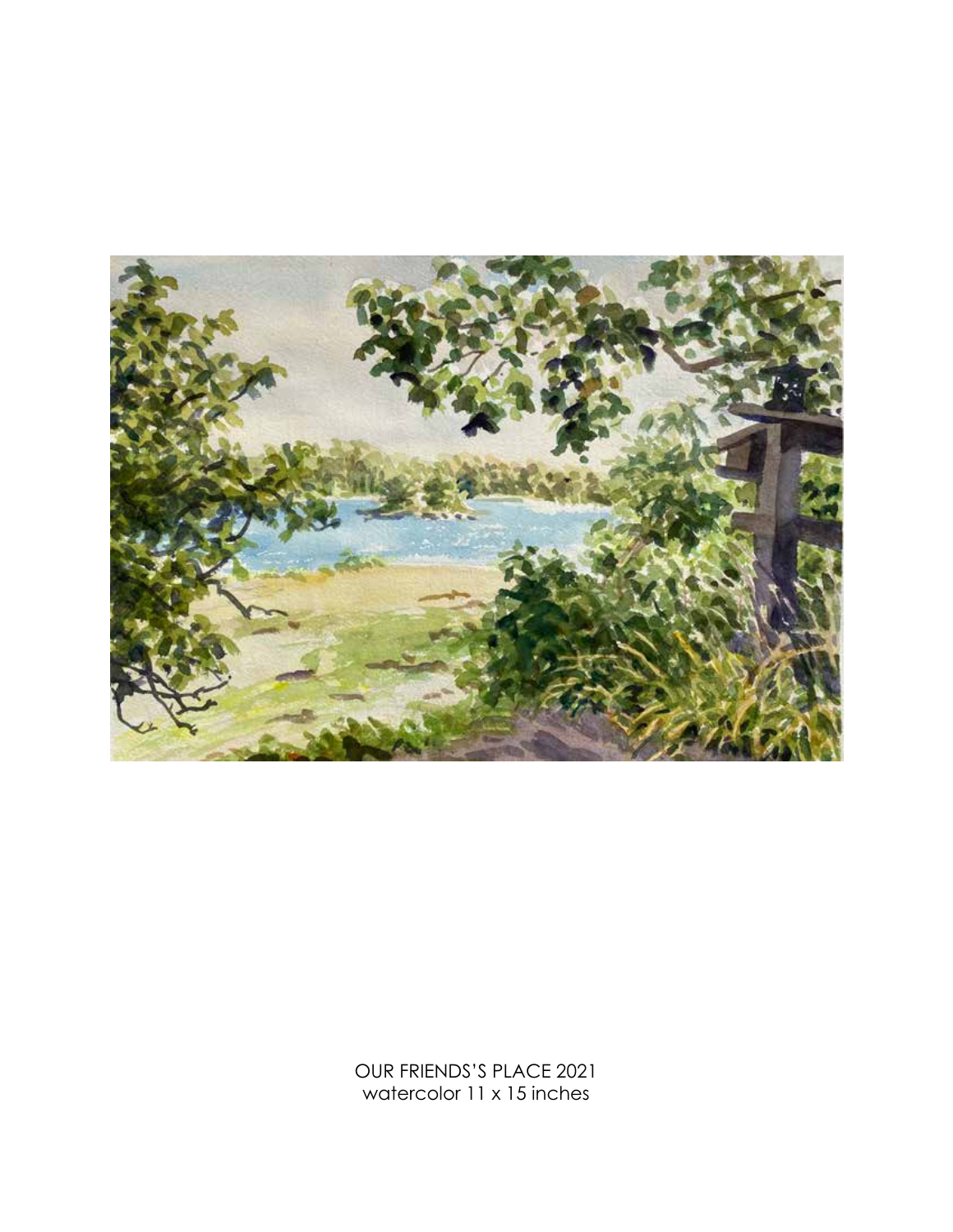OUR FRIENDS'S PLACE 2021
watercolor 11 x 15 inches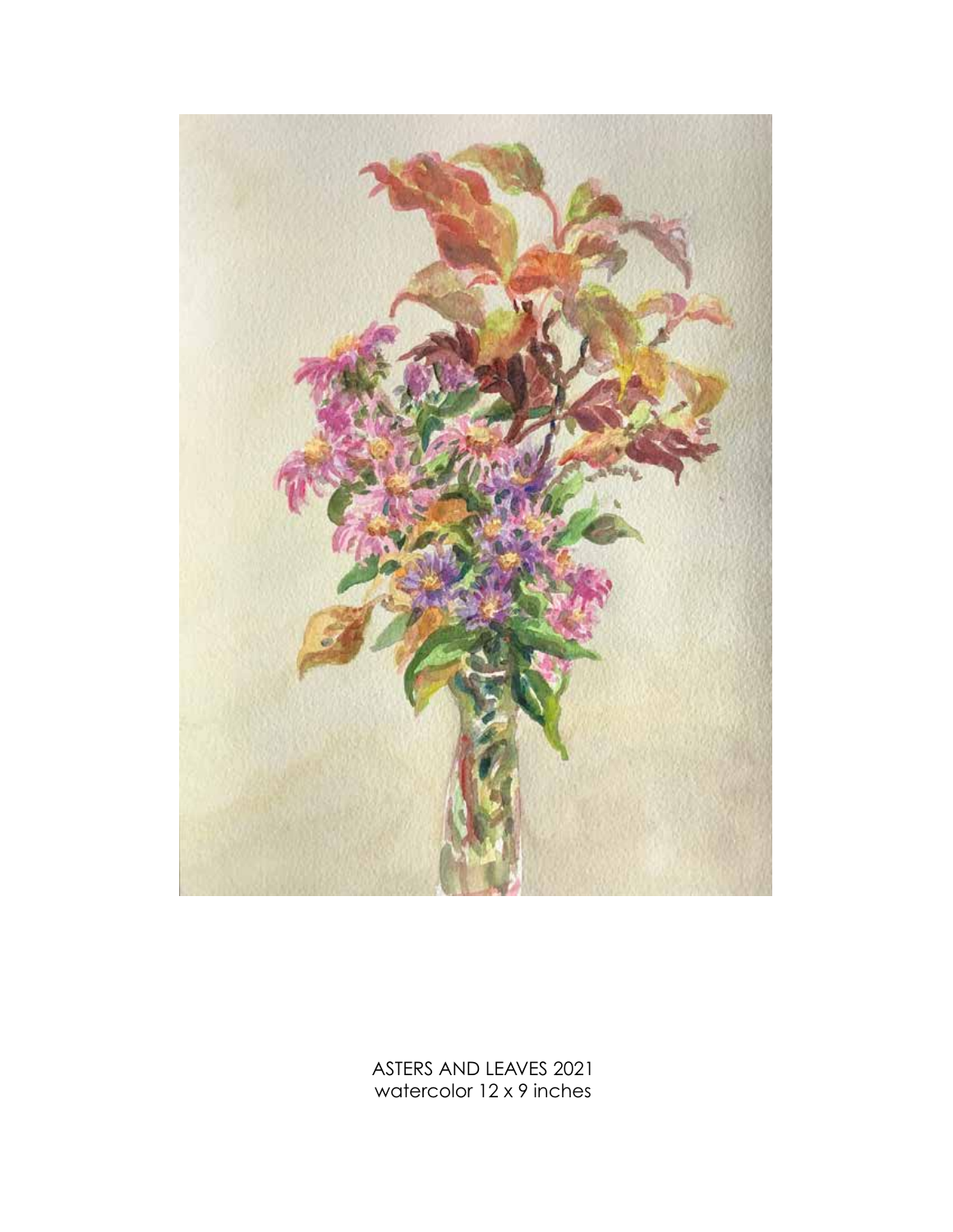ASTERS AND LEAVES 2021
watercolor 12 x 9 inches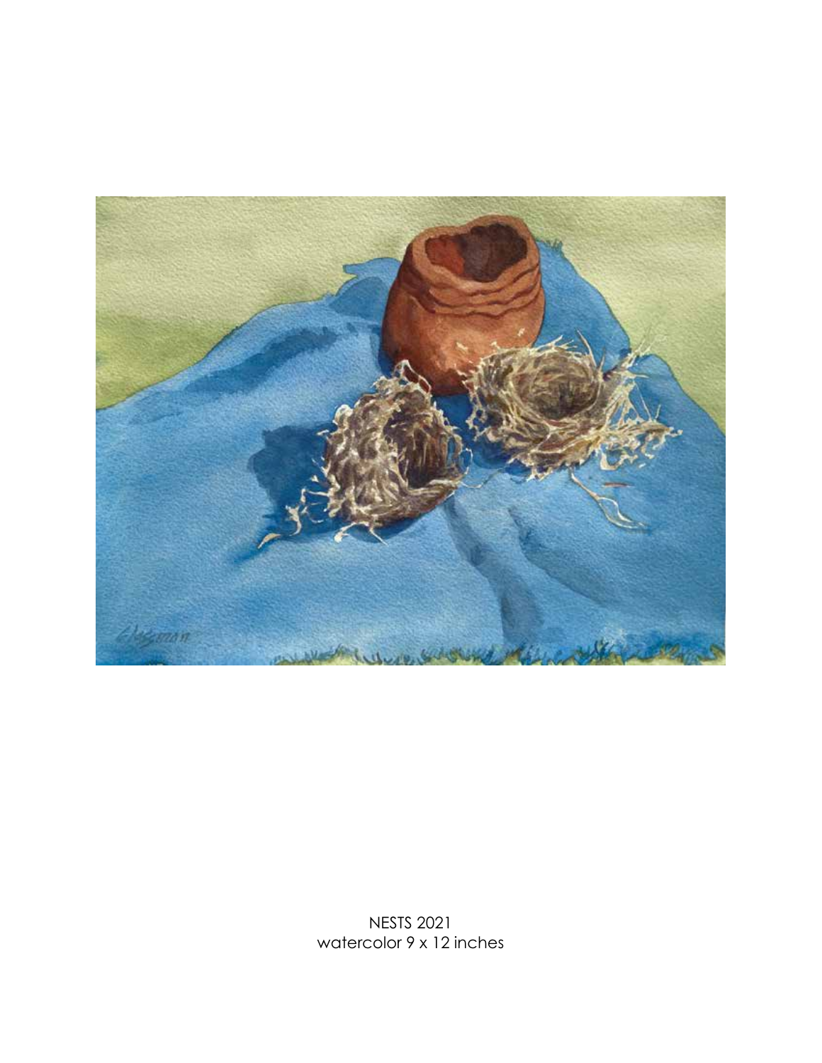NESTS 2021
watercolor 9 x 12 inches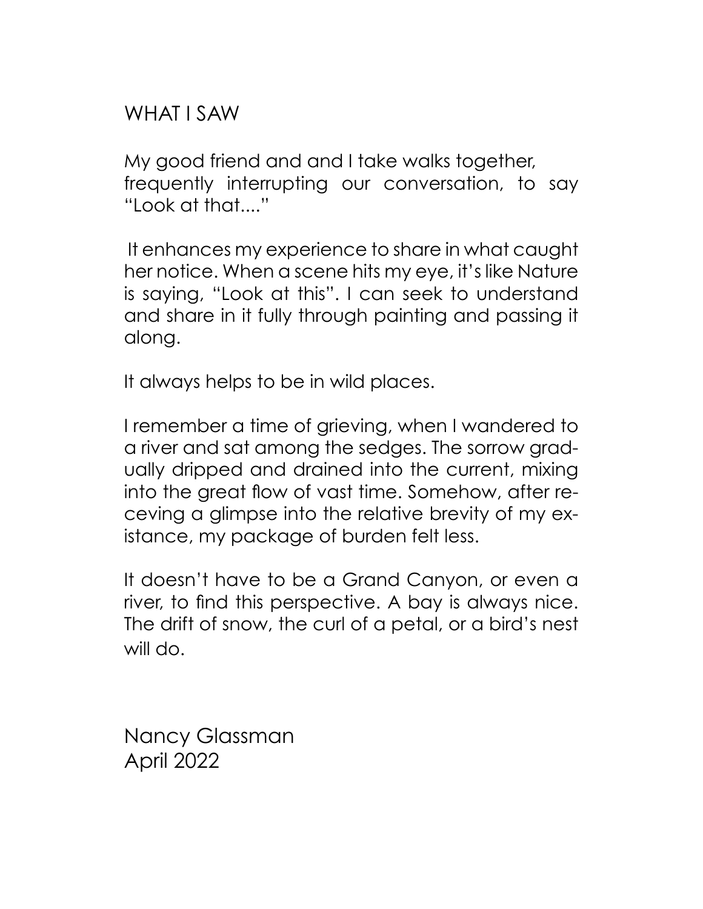# WHAT I SAW

My good friend and and I take walks together, frequently interrupting our conversation, to say "Look at that...."

It enhances my experience to share in what caught her notice. When a scene hits my eye, it's like Nature is saying, "Look at this". I can seek to understand and share in it fully through painting and passing it along.

It always helps to be in wild places.

I remember a time of grieving, when I wandered to a river and sat among the sedges. The sorrow gradually dripped and drained into the current, mixing into the great flow of vast time. Somehow, after receving a glimpse into the relative brevity of my existance, my package of burden felt less.

It doesn't have to be a Grand Canyon, or even a river, to find this perspective. A bay is always nice. The drift of snow, the curl of a petal, or a bird's nest will do.

Nancy Glassman
April 2022